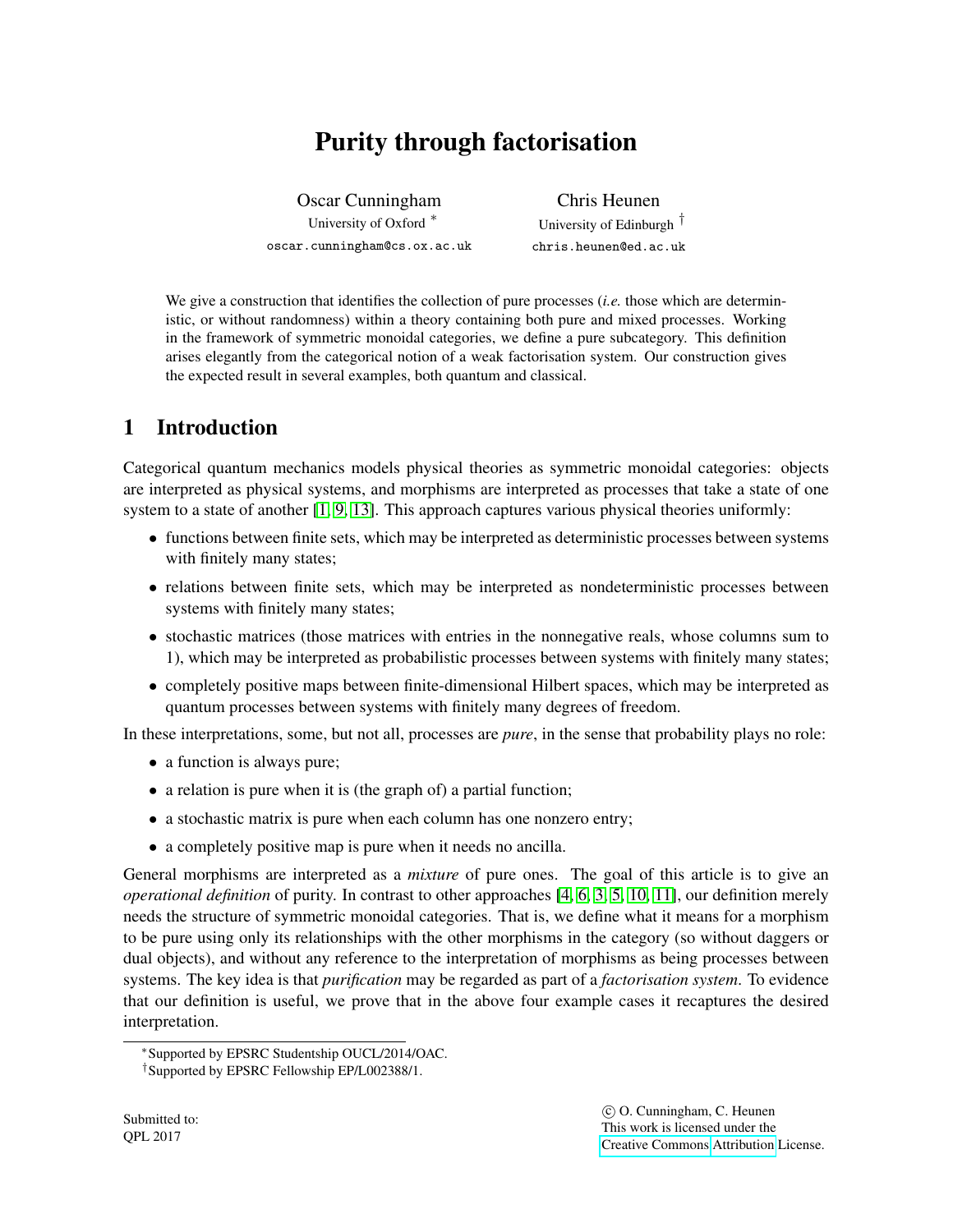# Purity through factorisation

Oscar Cunningham
University of Oxford [*]
oscar.cunningham@cs.ox.ac.uk

Chris Heunen
University of Edinburgh [†]
chris.heunen@ed.ac.uk

We give a construction that identifies the collection of pure processes (*i.e.* those which are deterministic, or without randomness) within a theory containing both pure and mixed processes. Working in the framework of symmetric monoidal categories, we define a pure subcategory. This definition arises elegantly from the categorical notion of a weak factorisation system. Our construction gives the expected result in several examples, both quantum and classical.

## 1 Introduction

Categorical quantum mechanics models physical theories as symmetric monoidal categories: objects are interpreted as physical systems, and morphisms are interpreted as processes that take a state of one system to a state of another [1, 9, 13]. This approach captures various physical theories uniformly:

- functions between finite sets, which may be interpreted as deterministic processes between systems with finitely many states;
- relations between finite sets, which may be interpreted as nondeterministic processes between systems with finitely many states;
- stochastic matrices (those matrices with entries in the nonnegative reals, whose columns sum to 1), which may be interpreted as probabilistic processes between systems with finitely many states;
- completely positive maps between finite-dimensional Hilbert spaces, which may be interpreted as quantum processes between systems with finitely many degrees of freedom.

In these interpretations, some, but not all, processes are *pure*, in the sense that probability plays no role:

- a function is always pure;
- a relation is pure when it is (the graph of) a partial function;
- a stochastic matrix is pure when each column has one nonzero entry;
- a completely positive map is pure when it needs no ancilla.

General morphisms are interpreted as a *mixture* of pure ones. The goal of this article is to give an *operational definition* of purity. In contrast to other approaches [4, 6, 3, 5, 10, 11], our definition merely needs the structure of symmetric monoidal categories. That is, we define what it means for a morphism to be pure using only its relationships with the other morphisms in the category (so without daggers or dual objects), and without any reference to the interpretation of morphisms as being processes between systems. The key idea is that *purification* may be regarded as part of a *factorisation system*. To evidence that our definition is useful, we prove that in the above four example cases it recaptures the desired interpretation.

[*] Supported by EPSRC Studentship OUCL/2014/OAC.
[†] Supported by EPSRC Fellowship EP/L002388/1.

Submitted to:
QPL 2017

© O. Cunningham, C. Heunen
This work is licensed under the
Creative Commons Attribution License.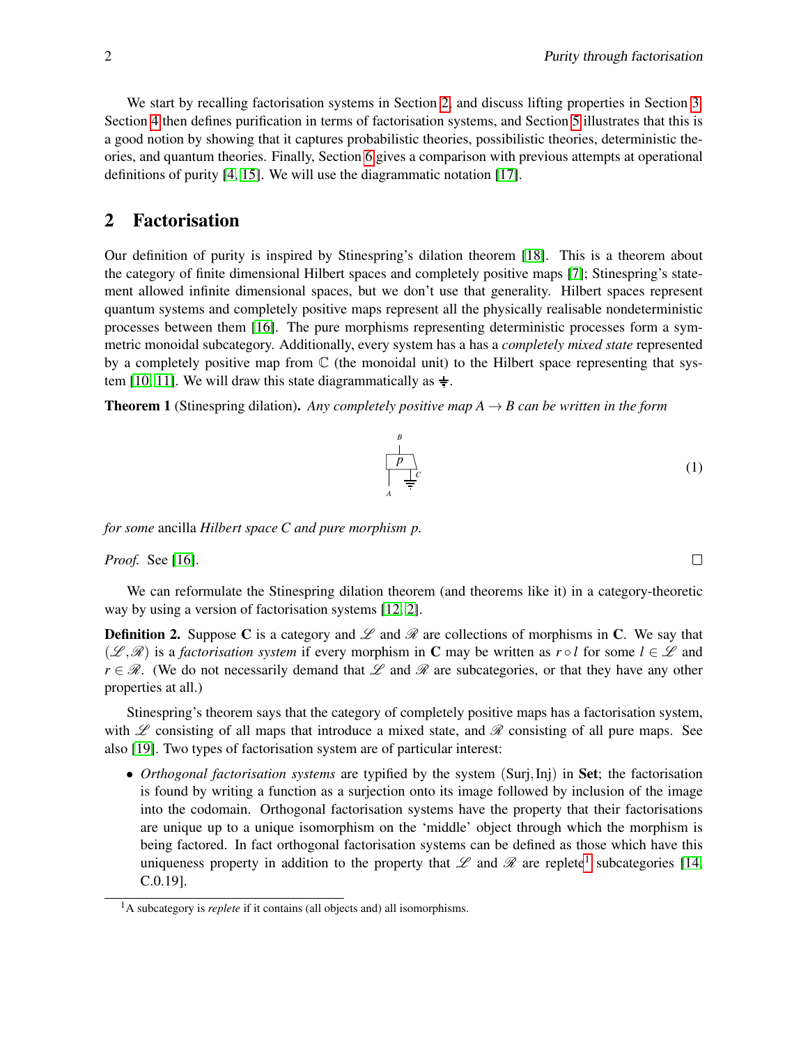We start by recalling factorisation systems in Section 2, and discuss lifting properties in Section 3. Section 4 then defines purification in terms of factorisation systems, and Section 5 illustrates that this is a good notion by showing that it captures probabilistic theories, possibilistic theories, deterministic theories, and quantum theories. Finally, Section 6 gives a comparison with previous attempts at operational definitions of purity [4, 15]. We will use the diagrammatic notation [17].

## 2 Factorisation

Our definition of purity is inspired by Stinespring's dilation theorem [18]. This is a theorem about the category of finite dimensional Hilbert spaces and completely positive maps [7]; Stinespring's statement allowed infinite dimensional spaces, but we don't use that generality. Hilbert spaces represent quantum systems and completely positive maps represent all the physically realisable nondeterministic processes between them [16]. The pure morphisms representing deterministic processes form a symmetric monoidal subcategory. Additionally, every system has a has a *completely mixed state* represented by a completely positive map from $\mathbb{C}$ (the monoidal unit) to the Hilbert space representing that system [10, 11]. We will draw this state diagrammatically as ⏚.

**Theorem 1** (Stinespring dilation). *Any completely positive map $A \to B$ can be written in the form*

$$\text{(diagram: pure morphism } p : A \otimes C \to B \text{ with the completely mixed state ⏚ plugged into input } C) \tag{1}$$

*for some* ancilla *Hilbert space $C$ and pure morphism $p$.*

*Proof.* See [16]. □

We can reformulate the Stinespring dilation theorem (and theorems like it) in a category-theoretic way by using a version of factorisation systems [12, 2].

**Definition 2.** Suppose $\mathbf{C}$ is a category and $\mathscr{L}$ and $\mathscr{R}$ are collections of morphisms in $\mathbf{C}$. We say that $(\mathscr{L}, \mathscr{R})$ is a *factorisation system* if every morphism in $\mathbf{C}$ may be written as $r \circ l$ for some $l \in \mathscr{L}$ and $r \in \mathscr{R}$. (We do not necessarily demand that $\mathscr{L}$ and $\mathscr{R}$ are subcategories, or that they have any other properties at all.)

Stinespring's theorem says that the category of completely positive maps has a factorisation system, with $\mathscr{L}$ consisting of all maps that introduce a mixed state, and $\mathscr{R}$ consisting of all pure maps. See also [19]. Two types of factorisation system are of particular interest:

- *Orthogonal factorisation systems* are typified by the system $(\mathrm{Surj}, \mathrm{Inj})$ in $\mathbf{Set}$; the factorisation is found by writing a function as a surjection onto its image followed by inclusion of the image into the codomain. Orthogonal factorisation systems have the property that their factorisations are unique up to a unique isomorphism on the 'middle' object through which the morphism is being factored. In fact orthogonal factorisation systems can be defined as those which have this uniqueness property in addition to the property that $\mathscr{L}$ and $\mathscr{R}$ are replete[1] subcategories [14, C.0.19].

[1] A subcategory is *replete* if it contains (all objects and) all isomorphisms.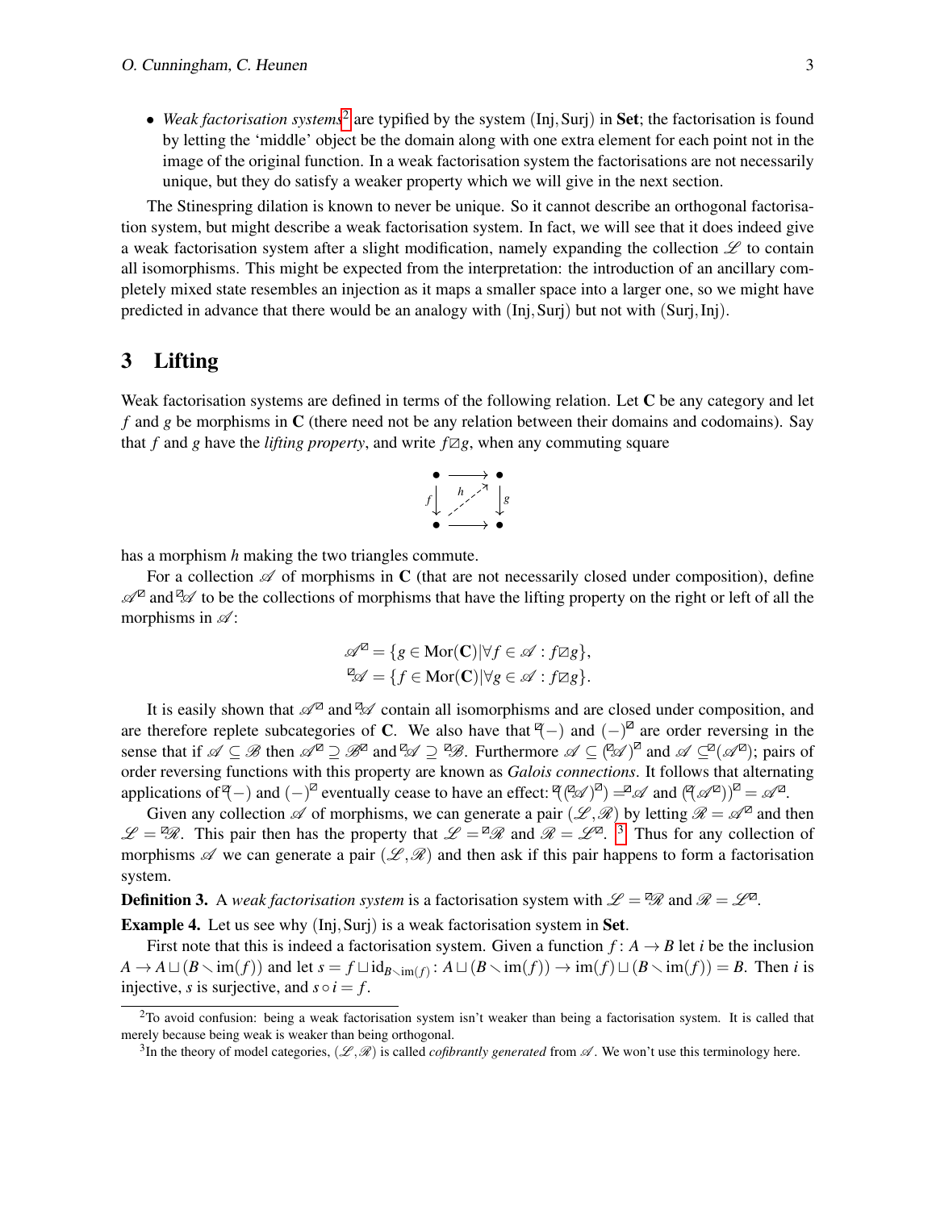- *Weak factorisation systems*[2] are typified by the system (Inj, Surj) in **Set**; the factorisation is found by letting the 'middle' object be the domain along with one extra element for each point not in the image of the original function. In a weak factorisation system the factorisations are not necessarily unique, but they do satisfy a weaker property which we will give in the next section.

The Stinespring dilation is known to never be unique. So it cannot describe an orthogonal factorisation system, but might describe a weak factorisation system. In fact, we will see that it does indeed give a weak factorisation system after a slight modification, namely expanding the collection $\mathscr{L}$ to contain all isomorphisms. This might be expected from the interpretation: the introduction of an ancillary completely mixed state resembles an injection as it maps a smaller space into a larger one, so we might have predicted in advance that there would be an analogy with (Inj, Surj) but not with (Surj, Inj).

## 3 Lifting

Weak factorisation systems are defined in terms of the following relation. Let $\mathbf{C}$ be any category and let $f$ and $g$ be morphisms in $\mathbf{C}$ (there need not be any relation between their domains and codomains). Say that $f$ and $g$ have the *lifting property*, and write $f \boxslash g$, when any commuting square

$$\begin{array}{ccc} \bullet & \longrightarrow & \bullet \\ {\scriptstyle f}\downarrow & \overset{h}{\nearrow} & \downarrow{\scriptstyle g} \\ \bullet & \longrightarrow & \bullet \end{array}$$

has a morphism $h$ making the two triangles commute.

For a collection $\mathscr{A}$ of morphisms in $\mathbf{C}$ (that are not necessarily closed under composition), define $\mathscr{A}^{\boxslash}$ and ${}^{\boxslash}\mathscr{A}$ to be the collections of morphisms that have the lifting property on the right or left of all the morphisms in $\mathscr{A}$:

$$\mathscr{A}^{\boxslash} = \{g \in \mathrm{Mor}(\mathbf{C}) \mid \forall f \in \mathscr{A} : f \boxslash g\},$$
$${}^{\boxslash}\mathscr{A} = \{f \in \mathrm{Mor}(\mathbf{C}) \mid \forall g \in \mathscr{A} : f \boxslash g\}.$$

It is easily shown that $\mathscr{A}^{\boxslash}$ and ${}^{\boxslash}\mathscr{A}$ contain all isomorphisms and are closed under composition, and are therefore replete subcategories of $\mathbf{C}$. We also have that ${}^{\boxslash}(-)$ and $(-)^{\boxslash}$ are order reversing in the sense that if $\mathscr{A} \subseteq \mathscr{B}$ then $\mathscr{A}^{\boxslash} \supseteq \mathscr{B}^{\boxslash}$ and ${}^{\boxslash}\mathscr{A} \supseteq {}^{\boxslash}\mathscr{B}$. Furthermore $\mathscr{A} \subseteq ({}^{\boxslash}\mathscr{A})^{\boxslash}$ and $\mathscr{A} \subseteq {}^{\boxslash}(\mathscr{A}^{\boxslash})$; pairs of order reversing functions with this property are known as *Galois connections*. It follows that alternating applications of ${}^{\boxslash}(-)$ and $(-)^{\boxslash}$ eventually cease to have an effect: ${}^{\boxslash}(({}^{\boxslash}\mathscr{A})^{\boxslash}) = {}^{\boxslash}\mathscr{A}$ and $({}^{\boxslash}(\mathscr{A}^{\boxslash}))^{\boxslash} = \mathscr{A}^{\boxslash}$.

Given any collection $\mathscr{A}$ of morphisms, we can generate a pair $(\mathscr{L}, \mathscr{R})$ by letting $\mathscr{R} = \mathscr{A}^{\boxslash}$ and then $\mathscr{L} = {}^{\boxslash}\mathscr{R}$. This pair then has the property that $\mathscr{L} = {}^{\boxslash}\mathscr{R}$ and $\mathscr{R} = \mathscr{L}^{\boxslash}$. [3] Thus for any collection of morphisms $\mathscr{A}$ we can generate a pair $(\mathscr{L}, \mathscr{R})$ and then ask if this pair happens to form a factorisation system.

**Definition 3.** A *weak factorisation system* is a factorisation system with $\mathscr{L} = {}^{\boxslash}\mathscr{R}$ and $\mathscr{R} = \mathscr{L}^{\boxslash}$.

**Example 4.** Let us see why (Inj, Surj) is a weak factorisation system in **Set**.

First note that this is indeed a factorisation system. Given a function $f : A \to B$ let $i$ be the inclusion $A \to A \sqcup (B \setminus \mathrm{im}(f))$ and let $s = f \sqcup \mathrm{id}_{B \setminus \mathrm{im}(f)} : A \sqcup (B \setminus \mathrm{im}(f)) \to \mathrm{im}(f) \sqcup (B \setminus \mathrm{im}(f)) = B$. Then $i$ is injective, $s$ is surjective, and $s \circ i = f$.

---

[2] To avoid confusion: being a weak factorisation system isn't weaker than being a factorisation system. It is called that merely because being weak is weaker than being orthogonal.

[3] In the theory of model categories, $(\mathscr{L}, \mathscr{R})$ is called *cofibrantly generated* from $\mathscr{A}$. We won't use this terminology here.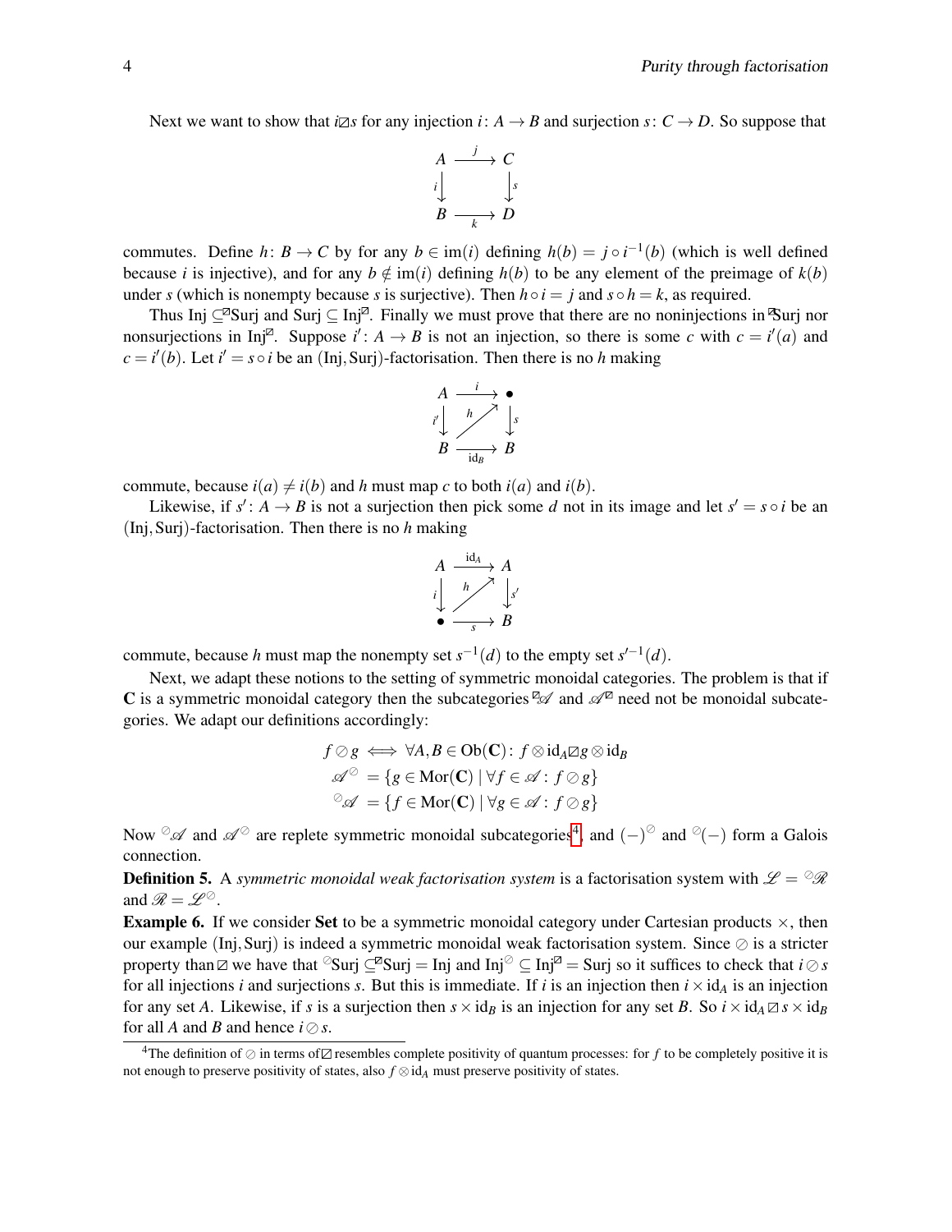Next we want to show that $i \boxslash s$ for any injection $i\colon A \to B$ and surjection $s\colon C \to D$. So suppose that

$$\begin{array}{ccc} A & \xrightarrow{j} & C \\ {\scriptstyle i}\downarrow & & \downarrow{\scriptstyle s} \\ B & \xrightarrow[k]{} & D \end{array}$$

commutes. Define $h\colon B \to C$ by for any $b \in \mathrm{im}(i)$ defining $h(b) = j \circ i^{-1}(b)$ (which is well defined because $i$ is injective), and for any $b \notin \mathrm{im}(i)$ defining $h(b)$ to be any element of the preimage of $k(b)$ under $s$ (which is nonempty because $s$ is surjective). Then $h \circ i = j$ and $s \circ h = k$, as required.

Thus $\mathrm{Inj} \subseteq {}^{\boxslash}\mathrm{Surj}$ and $\mathrm{Surj} \subseteq \mathrm{Inj}^{\boxslash}$. Finally we must prove that there are no noninjections in ${}^{\boxslash}\mathrm{Surj}$ nor nonsurjections in $\mathrm{Inj}^{\boxslash}$. Suppose $i'\colon A \to B$ is not an injection, so there is some $c$ with $c = i'(a)$ and $c = i'(b)$. Let $i' = s \circ i$ be an $(\mathrm{Inj}, \mathrm{Surj})$-factorisation. Then there is no $h$ making

$$\begin{array}{ccc} A & \xrightarrow{i} & \bullet \\ {\scriptstyle i'}\downarrow & \overset{h}{\nearrow} & \downarrow{\scriptstyle s} \\ B & \xrightarrow[\mathrm{id}_B]{} & B \end{array}$$

commute, because $i(a) \neq i(b)$ and $h$ must map $c$ to both $i(a)$ and $i(b)$.

Likewise, if $s'\colon A \to B$ is not a surjection then pick some $d$ not in its image and let $s' = s \circ i$ be an $(\mathrm{Inj}, \mathrm{Surj})$-factorisation. Then there is no $h$ making

$$\begin{array}{ccc} A & \xrightarrow{\mathrm{id}_A} & A \\ {\scriptstyle i}\downarrow & \overset{h}{\nearrow} & \downarrow{\scriptstyle s'} \\ \bullet & \xrightarrow[s]{} & B \end{array}$$

commute, because $h$ must map the nonempty set $s^{-1}(d)$ to the empty set $s'^{-1}(d)$.

Next, we adapt these notions to the setting of symmetric monoidal categories. The problem is that if $\mathbf{C}$ is a symmetric monoidal category then the subcategories ${}^{\boxslash}\mathscr{A}$ and $\mathscr{A}^{\boxslash}$ need not be monoidal subcategories. We adapt our definitions accordingly:

$$\begin{aligned} f \oslash g &\iff \forall A, B \in \mathrm{Ob}(\mathbf{C})\colon f \otimes \mathrm{id}_A \boxslash g \otimes \mathrm{id}_B \\ \mathscr{A}^{\oslash} &= \{ g \in \mathrm{Mor}(\mathbf{C}) \mid \forall f \in \mathscr{A}\colon f \oslash g \} \\ {}^{\oslash}\mathscr{A} &= \{ f \in \mathrm{Mor}(\mathbf{C}) \mid \forall g \in \mathscr{A}\colon f \oslash g \} \end{aligned}$$

Now ${}^{\oslash}\mathscr{A}$ and $\mathscr{A}^{\oslash}$ are replete symmetric monoidal subcategories[4], and $(-)^{\oslash}$ and ${}^{\oslash}(-)$ form a Galois connection.

**Definition 5.** A *symmetric monoidal weak factorisation system* is a factorisation system with $\mathscr{L} = {}^{\oslash}\mathscr{R}$ and $\mathscr{R} = \mathscr{L}^{\oslash}$.

**Example 6.** If we consider $\mathbf{Set}$ to be a symmetric monoidal category under Cartesian products $\times$, then our example $(\mathrm{Inj}, \mathrm{Surj})$ is indeed a symmetric monoidal weak factorisation system. Since $\oslash$ is a stricter property than $\boxslash$ we have that ${}^{\oslash}\mathrm{Surj} \subseteq {}^{\boxslash}\mathrm{Surj} = \mathrm{Inj}$ and $\mathrm{Inj}^{\oslash} \subseteq \mathrm{Inj}^{\boxslash} = \mathrm{Surj}$ so it suffices to check that $i \oslash s$ for all injections $i$ and surjections $s$. But this is immediate. If $i$ is an injection then $i \times \mathrm{id}_A$ is an injection for any set $A$. Likewise, if $s$ is a surjection then $s \times \mathrm{id}_B$ is an injection for any set $B$. So $i \times \mathrm{id}_A \boxslash s \times \mathrm{id}_B$ for all $A$ and $B$ and hence $i \oslash s$.

[4] The definition of $\oslash$ in terms of $\boxslash$ resembles complete positivity of quantum processes: for $f$ to be completely positive it is not enough to preserve positivity of states, also $f \otimes \mathrm{id}_A$ must preserve positivity of states.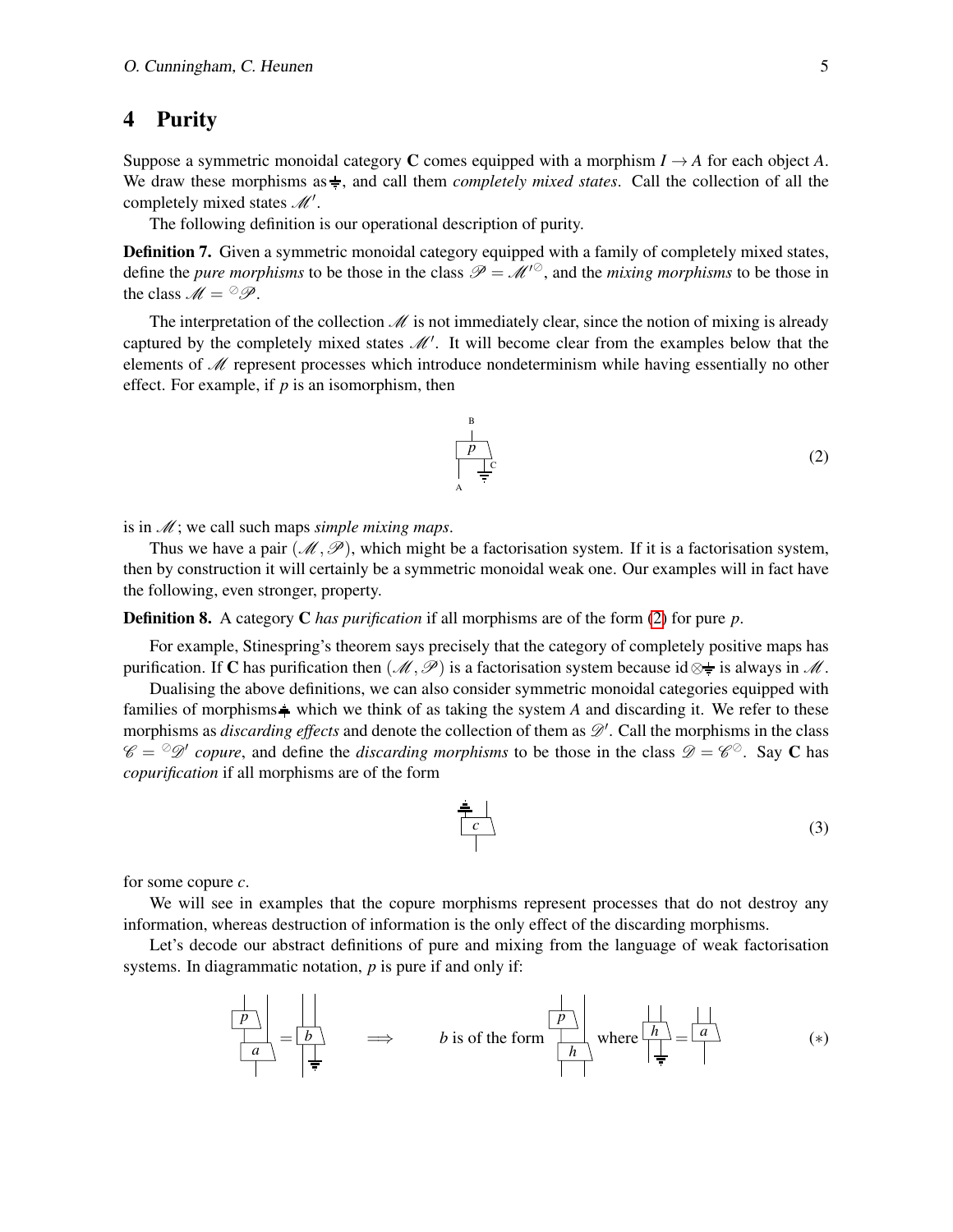## 4 Purity

Suppose a symmetric monoidal category $\mathbf{C}$ comes equipped with a morphism $I \to A$ for each object $A$. We draw these morphisms as $\stackrel{\perp}{=}$, and call them *completely mixed states*. Call the collection of all the completely mixed states $\mathscr{M}'$.

The following definition is our operational description of purity.

**Definition 7.** Given a symmetric monoidal category equipped with a family of completely mixed states, define the *pure morphisms* to be those in the class $\mathscr{P} = \mathscr{M}'^{\oslash}$, and the *mixing morphisms* to be those in the class $\mathscr{M} = {}^{\oslash}\mathscr{P}$.

The interpretation of the collection $\mathscr{M}$ is not immediately clear, since the notion of mixing is already captured by the completely mixed states $\mathscr{M}'$. It will become clear from the examples below that the elements of $\mathscr{M}$ represent processes which introduce nondeterminism while having essentially no other effect. For example, if $p$ is an isomorphism, then

$$
\text{(diagram: input } A \text{ and a completely mixed state on } C \text{ fed into } p \text{, output } B) \tag{2}
$$

is in $\mathscr{M}$; we call such maps *simple mixing maps*.

Thus we have a pair $(\mathscr{M}, \mathscr{P})$, which might be a factorisation system. If it is a factorisation system, then by construction it will certainly be a symmetric monoidal weak one. Our examples will in fact have the following, even stronger, property.

**Definition 8.** A category $\mathbf{C}$ *has purification* if all morphisms are of the form (2) for pure $p$.

For example, Stinespring's theorem says precisely that the category of completely positive maps has purification. If $\mathbf{C}$ has purification then $(\mathscr{M}, \mathscr{P})$ is a factorisation system because $\mathrm{id} \otimes \stackrel{\perp}{=}$ is always in $\mathscr{M}$.

Dualising the above definitions, we can also consider symmetric monoidal categories equipped with families of morphisms $\stackrel{=}{\top}$ which we think of as taking the system $A$ and discarding it. We refer to these morphisms as *discarding effects* and denote the collection of them as $\mathscr{D}'$. Call the morphisms in the class $\mathscr{C} = {}^{\oslash}\mathscr{D}'$ *copure*, and define the *discarding morphisms* to be those in the class $\mathscr{D} = \mathscr{C}^{\oslash}$. Say $\mathbf{C}$ has *copurification* if all morphisms are of the form

$$
\text{(diagram: } c \text{ with one output discarded)} \tag{3}
$$

for some copure $c$.

We will see in examples that the copure morphisms represent processes that do not destroy any information, whereas destruction of information is the only effect of the discarding morphisms.

Let's decode our abstract definitions of pure and mixing from the language of weak factorisation systems. In diagrammatic notation, $p$ is pure if and only if:

$$
\text{(diagram: } p \circ a = b \text{ with a completely mixed input)} \quad \Longrightarrow \quad b \text{ is of the form (diagram: } p \circ h\text{)} \text{ where (diagram: } h \text{ with completely mixed input)} = a \tag{$*$}
$$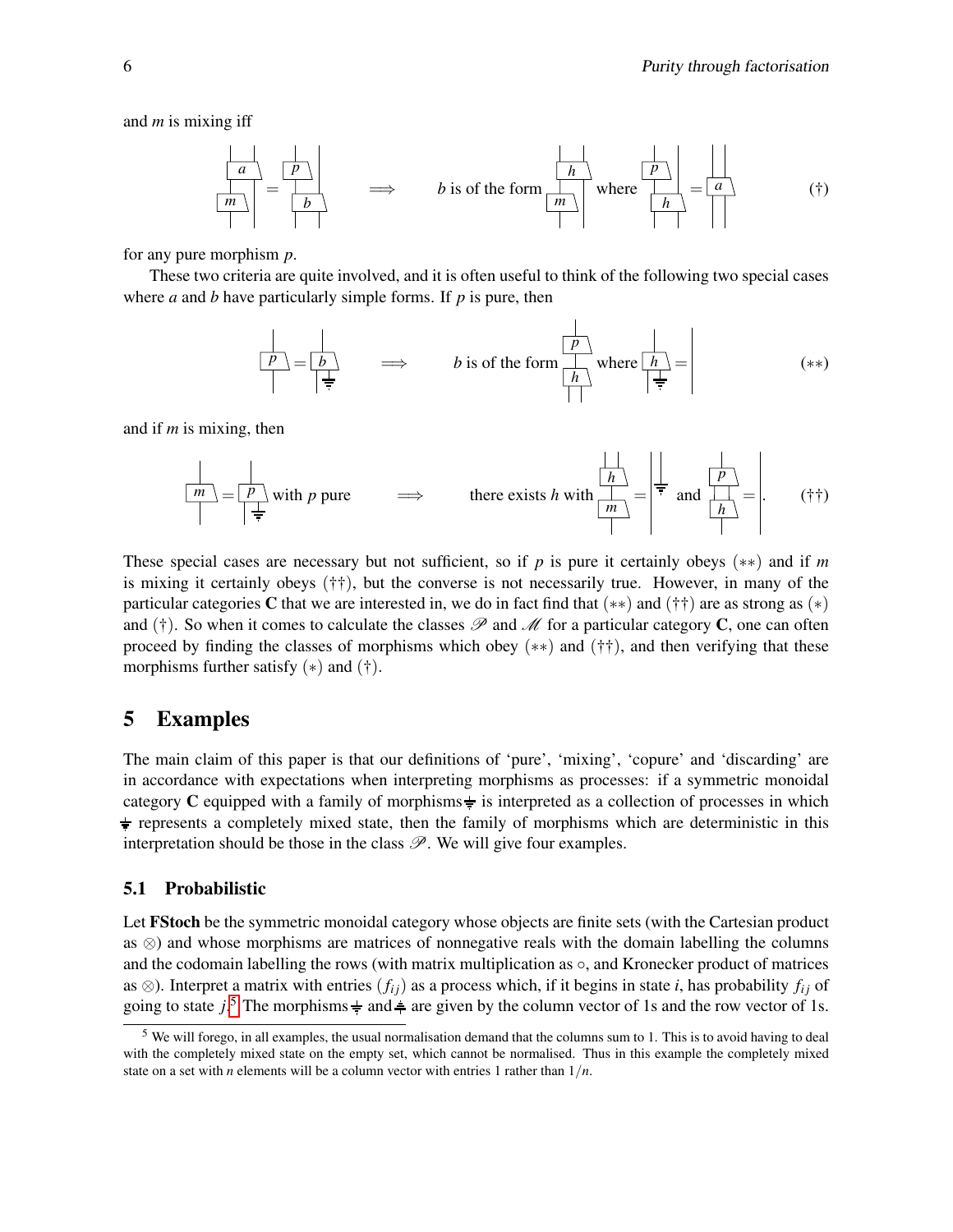and $m$ is mixing iff

$$\text{[string diagram: } a \circ (m \otimes 1) = (p \otimes 1) \circ b \text{]} \quad \Longrightarrow \quad b \text{ is of the form } (h \otimes 1) \circ (m \otimes 1) \text{ where } (p \otimes 1)\circ(h \otimes 1) = a \qquad (\dagger)$$

for any pure morphism $p$.

These two criteria are quite involved, and it is often useful to think of the following two special cases where $a$ and $b$ have particularly simple forms. If $p$ is pure, then

$$\text{[string diagram: } p = b \text{ with discarded output]} \quad \Longrightarrow \quad b \text{ is of the form } p \circ h \text{ where } h \text{ followed by discarding} = 1 \qquad (**)$$

and if $m$ is mixing, then

$$\text{[string diagram: } m = p \text{ with discarded output, with } p \text{ pure]} \quad \Longrightarrow \quad \text{there exists } h \text{ with } h \circ m = 1 \otimes \text{[mixed state]} \text{ and } p \circ h = 1. \qquad (\dagger\dagger)$$

These special cases are necessary but not sufficient, so if $p$ is pure it certainly obeys $(**)$ and if $m$ is mixing it certainly obeys $(\dagger\dagger)$, but the converse is not necessarily true. However, in many of the particular categories $\mathbf{C}$ that we are interested in, we do in fact find that $(**)$ and $(\dagger\dagger)$ are as strong as $(*)$ and $(\dagger)$. So when it comes to calculate the classes $\mathscr{P}$ and $\mathscr{M}$ for a particular category $\mathbf{C}$, one can often proceed by finding the classes of morphisms which obey $(**)$ and $(\dagger\dagger)$, and then verifying that these morphisms further satisfy $(*)$ and $(\dagger)$.

## 5 Examples

The main claim of this paper is that our definitions of 'pure', 'mixing', 'copure' and 'discarding' are in accordance with expectations when interpreting morphisms as processes: if a symmetric monoidal category $\mathbf{C}$ equipped with a family of morphisms $\ground$ is interpreted as a collection of processes in which $\ground$ represents a completely mixed state, then the family of morphisms which are deterministic in this interpretation should be those in the class $\mathscr{P}$. We will give four examples.

### 5.1 Probabilistic

Let **FStoch** be the symmetric monoidal category whose objects are finite sets (with the Cartesian product as $\otimes$) and whose morphisms are matrices of nonnegative reals with the domain labelling the columns and the codomain labelling the rows (with matrix multiplication as $\circ$, and Kronecker product of matrices as $\otimes$). Interpret a matrix with entries $(f_{ij})$ as a process which, if it begins in state $i$, has probability $f_{ij}$ of going to state $j$.[5] The morphisms $\ground$ and $\ground$ are given by the column vector of 1s and the row vector of 1s.

[5] We will forego, in all examples, the usual normalisation demand that the columns sum to 1. This is to avoid having to deal with the completely mixed state on the empty set, which cannot be normalised. Thus in this example the completely mixed state on a set with $n$ elements will be a column vector with entries 1 rather than $1/n$.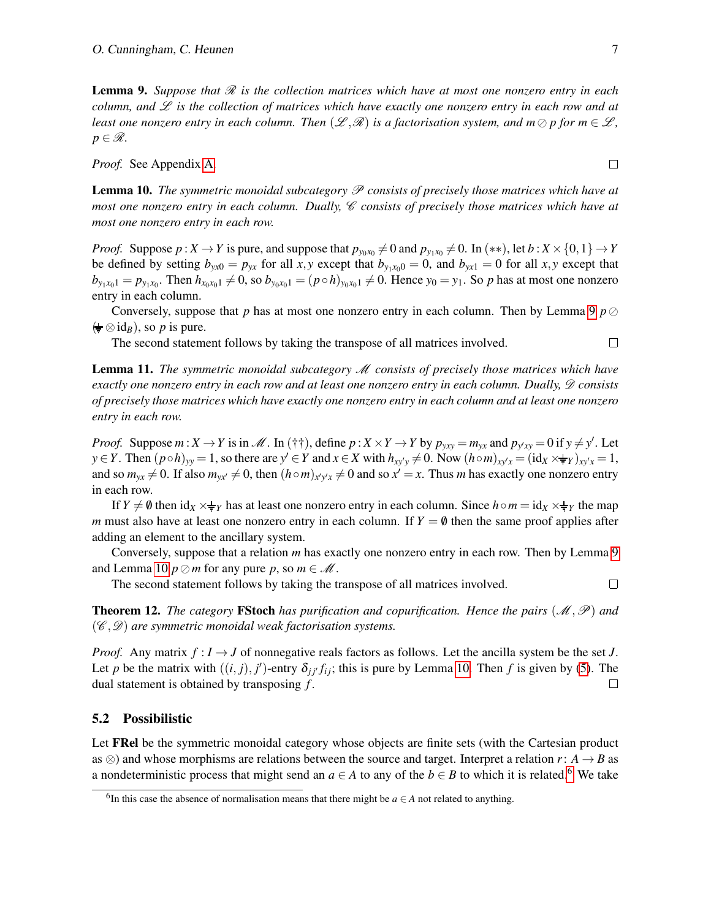**Lemma 9.** *Suppose that $\mathscr{R}$ is the collection matrices which have at most one nonzero entry in each column, and $\mathscr{L}$ is the collection of matrices which have exactly one nonzero entry in each row and at least one nonzero entry in each column. Then $(\mathscr{L}, \mathscr{R})$ is a factorisation system, and $m \oslash p$ for $m \in \mathscr{L}$, $p \in \mathscr{R}$.*

*Proof.* See Appendix A. $\square$

**Lemma 10.** *The symmetric monoidal subcategory $\mathscr{P}$ consists of precisely those matrices which have at most one nonzero entry in each column. Dually, $\mathscr{C}$ consists of precisely those matrices which have at most one nonzero entry in each row.*

*Proof.* Suppose $p : X \to Y$ is pure, and suppose that $p_{y_0 x_0} \neq 0$ and $p_{y_1 x_0} \neq 0$. In $(**)$, let $b : X \times \{0,1\} \to Y$ be defined by setting $b_{yx0} = p_{yx}$ for all $x, y$ except that $b_{y_1 x_0 0} = 0$, and $b_{yx1} = 0$ for all $x, y$ except that $b_{y_1 x_0 1} = p_{y_1 x_0}$. Then $h_{x_0 x_0 1} \neq 0$, so $b_{y_0 x_0 1} = (p \circ h)_{y_0 x_0 1} \neq 0$. Hence $y_0 = y_1$. So $p$ has at most one nonzero entry in each column.

Conversely, suppose that $p$ has at most one nonzero entry in each column. Then by Lemma 9 $p \oslash (\ground \otimes \mathrm{id}_B)$, so $p$ is pure.

The second statement follows by taking the transpose of all matrices involved. $\square$

**Lemma 11.** *The symmetric monoidal subcategory $\mathscr{M}$ consists of precisely those matrices which have exactly one nonzero entry in each row and at least one nonzero entry in each column. Dually, $\mathscr{D}$ consists of precisely those matrices which have exactly one nonzero entry in each column and at least one nonzero entry in each row.*

*Proof.* Suppose $m : X \to Y$ is in $\mathscr{M}$. In $(\dagger\dagger)$, define $p : X \times Y \to Y$ by $p_{yxy} = m_{yx}$ and $p_{y'xy} = 0$ if $y \neq y'$. Let $y \in Y$. Then $(p \circ h)_{yy} = 1$, so there are $y' \in Y$ and $x \in X$ with $h_{xy'y} \neq 0$. Now $(h \circ m)_{xy'x} = (\mathrm{id}_X \times \ground_Y)_{xy'x} = 1$, and so $m_{yx} \neq 0$. If also $m_{yx'} \neq 0$, then $(h \circ m)_{x'y'x} \neq 0$ and so $x' = x$. Thus $m$ has exactly one nonzero entry in each row.

If $Y \neq \emptyset$ then $\mathrm{id}_X \times \ground_Y$ has at least one nonzero entry in each column. Since $h \circ m = \mathrm{id}_X \times \ground_Y$ the map $m$ must also have at least one nonzero entry in each column. If $Y = \emptyset$ then the same proof applies after adding an element to the ancillary system.

Conversely, suppose that a relation $m$ has exactly one nonzero entry in each row. Then by Lemma 9 and Lemma 10 $p \oslash m$ for any pure $p$, so $m \in \mathscr{M}$.

The second statement follows by taking the transpose of all matrices involved. $\square$

**Theorem 12.** *The category* **FStoch** *has purification and copurification. Hence the pairs $(\mathscr{M}, \mathscr{P})$ and $(\mathscr{C}, \mathscr{D})$ are symmetric monoidal weak factorisation systems.*

*Proof.* Any matrix $f : I \to J$ of nonnegative reals factors as follows. Let the ancilla system be the set $J$. Let $p$ be the matrix with $((i,j), j')$-entry $\delta_{jj'} f_{ij}$; this is pure by Lemma 10. Then $f$ is given by (5). The dual statement is obtained by transposing $f$. $\square$

### 5.2 Possibilistic

Let **FRel** be the symmetric monoidal category whose objects are finite sets (with the Cartesian product as $\otimes$) and whose morphisms are relations between the source and target. Interpret a relation $r : A \to B$ as a nondeterministic process that might send an $a \in A$ to any of the $b \in B$ to which it is related.[6] We take

[6] In this case the absence of normalisation means that there might be $a \in A$ not related to anything.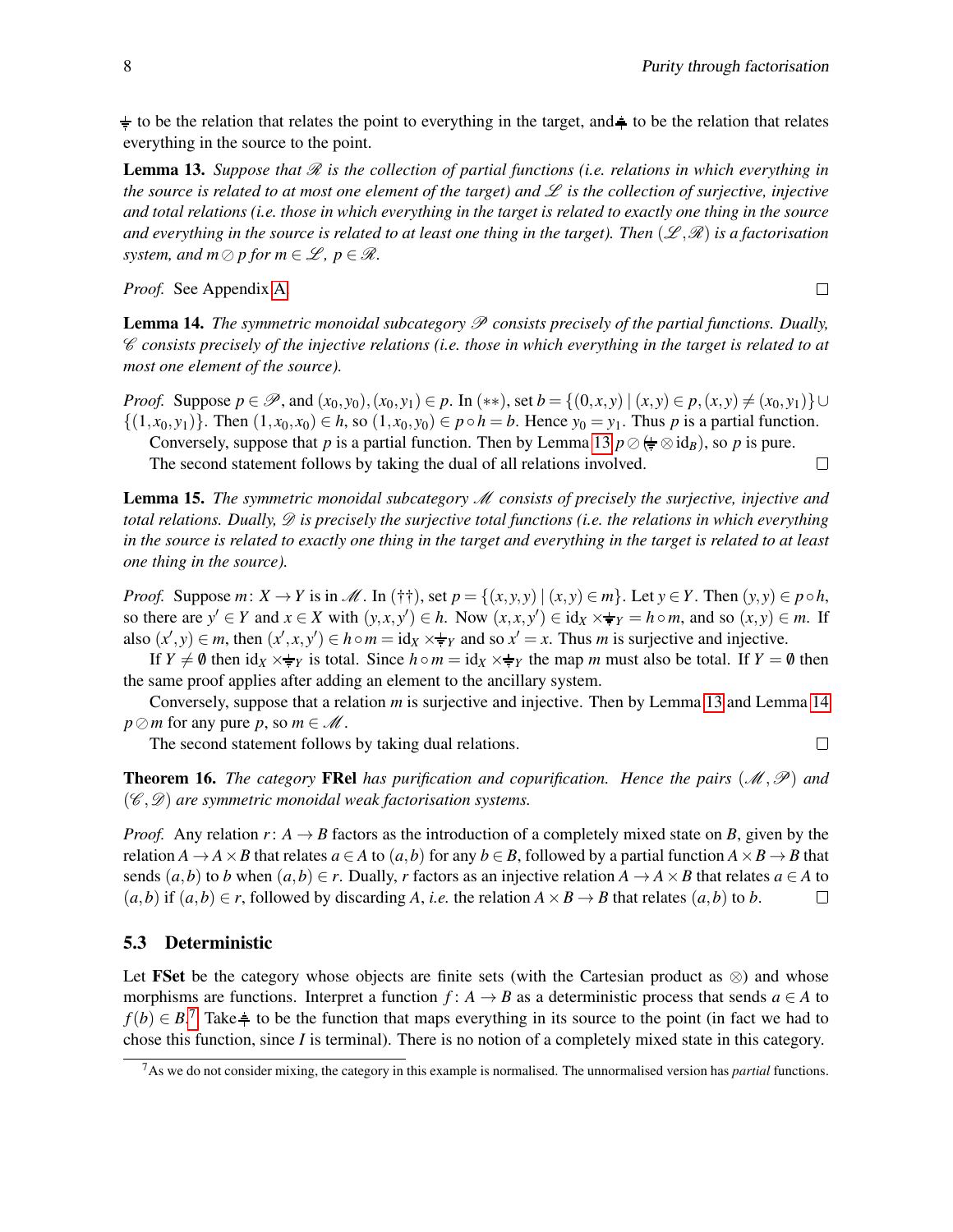$\ground$ to be the relation that relates the point to everything in the target, and $\discard$ to be the relation that relates everything in the source to the point.

**Lemma 13.** *Suppose that $\mathscr{R}$ is the collection of partial functions (i.e. relations in which everything in the source is related to at most one element of the target) and $\mathscr{L}$ is the collection of surjective, injective and total relations (i.e. those in which everything in the target is related to exactly one thing in the source and everything in the source is related to at least one thing in the target). Then $(\mathscr{L}, \mathscr{R})$ is a factorisation system, and $m \oslash p$ for $m \in \mathscr{L}$, $p \in \mathscr{R}$.*

*Proof.* See Appendix A. □

**Lemma 14.** *The symmetric monoidal subcategory $\mathscr{P}$ consists precisely of the partial functions. Dually, $\mathscr{C}$ consists precisely of the injective relations (i.e. those in which everything in the target is related to at most one element of the source).*

*Proof.* Suppose $p \in \mathscr{P}$, and $(x_0, y_0), (x_0, y_1) \in p$. In $(**)$, set $b = \{(0, x, y) \mid (x, y) \in p, (x, y) \neq (x_0, y_1)\} \cup \{(1, x_0, y_1)\}$. Then $(1, x_0, x_0) \in h$, so $(1, x_0, y_0) \in p \circ h = b$. Hence $y_0 = y_1$. Thus $p$ is a partial function.

Conversely, suppose that $p$ is a partial function. Then by Lemma 13 $p \oslash (\ground \otimes \mathrm{id}_B)$, so $p$ is pure.

The second statement follows by taking the dual of all relations involved. □

**Lemma 15.** *The symmetric monoidal subcategory $\mathscr{M}$ consists of precisely the surjective, injective and total relations. Dually, $\mathscr{D}$ is precisely the surjective total functions (i.e. the relations in which everything in the source is related to exactly one thing in the target and everything in the target is related to at least one thing in the source).*

*Proof.* Suppose $m \colon X \to Y$ is in $\mathscr{M}$. In $(\dagger\dagger)$, set $p = \{(x, y, y) \mid (x, y) \in m\}$. Let $y \in Y$. Then $(y, y) \in p \circ h$, so there are $y' \in Y$ and $x \in X$ with $(y, x, y') \in h$. Now $(x, x, y') \in \mathrm{id}_X \times \ground_Y = h \circ m$, and so $(x, y) \in m$. If also $(x', y) \in m$, then $(x', x, y') \in h \circ m = \mathrm{id}_X \times \ground_Y$ and so $x' = x$. Thus $m$ is surjective and injective.

If $Y \neq \emptyset$ then $\mathrm{id}_X \times \ground_Y$ is total. Since $h \circ m = \mathrm{id}_X \times \ground_Y$ the map $m$ must also be total. If $Y = \emptyset$ then the same proof applies after adding an element to the ancillary system.

Conversely, suppose that a relation $m$ is surjective and injective. Then by Lemma 13 and Lemma 14 $p \oslash m$ for any pure $p$, so $m \in \mathscr{M}$.

The second statement follows by taking dual relations. □

**Theorem 16.** *The category* **FRel** *has purification and copurification. Hence the pairs $(\mathscr{M}, \mathscr{P})$ and $(\mathscr{C}, \mathscr{D})$ are symmetric monoidal weak factorisation systems.*

*Proof.* Any relation $r \colon A \to B$ factors as the introduction of a completely mixed state on $B$, given by the relation $A \to A \times B$ that relates $a \in A$ to $(a, b)$ for any $b \in B$, followed by a partial function $A \times B \to B$ that sends $(a, b)$ to $b$ when $(a, b) \in r$. Dually, $r$ factors as an injective relation $A \to A \times B$ that relates $a \in A$ to $(a, b)$ if $(a, b) \in r$, followed by discarding $A$, *i.e.* the relation $A \times B \to B$ that relates $(a, b)$ to $b$. □

### 5.3 Deterministic

Let **FSet** be the category whose objects are finite sets (with the Cartesian product as $\otimes$) and whose morphisms are functions. Interpret a function $f \colon A \to B$ as a deterministic process that sends $a \in A$ to $f(b) \in B$.[7] Take $\discard$ to be the function that maps everything in its source to the point (in fact we had to chose this function, since $I$ is terminal). There is no notion of a completely mixed state in this category.

[7] As we do not consider mixing, the category in this example is normalised. The unnormalised version has *partial* functions.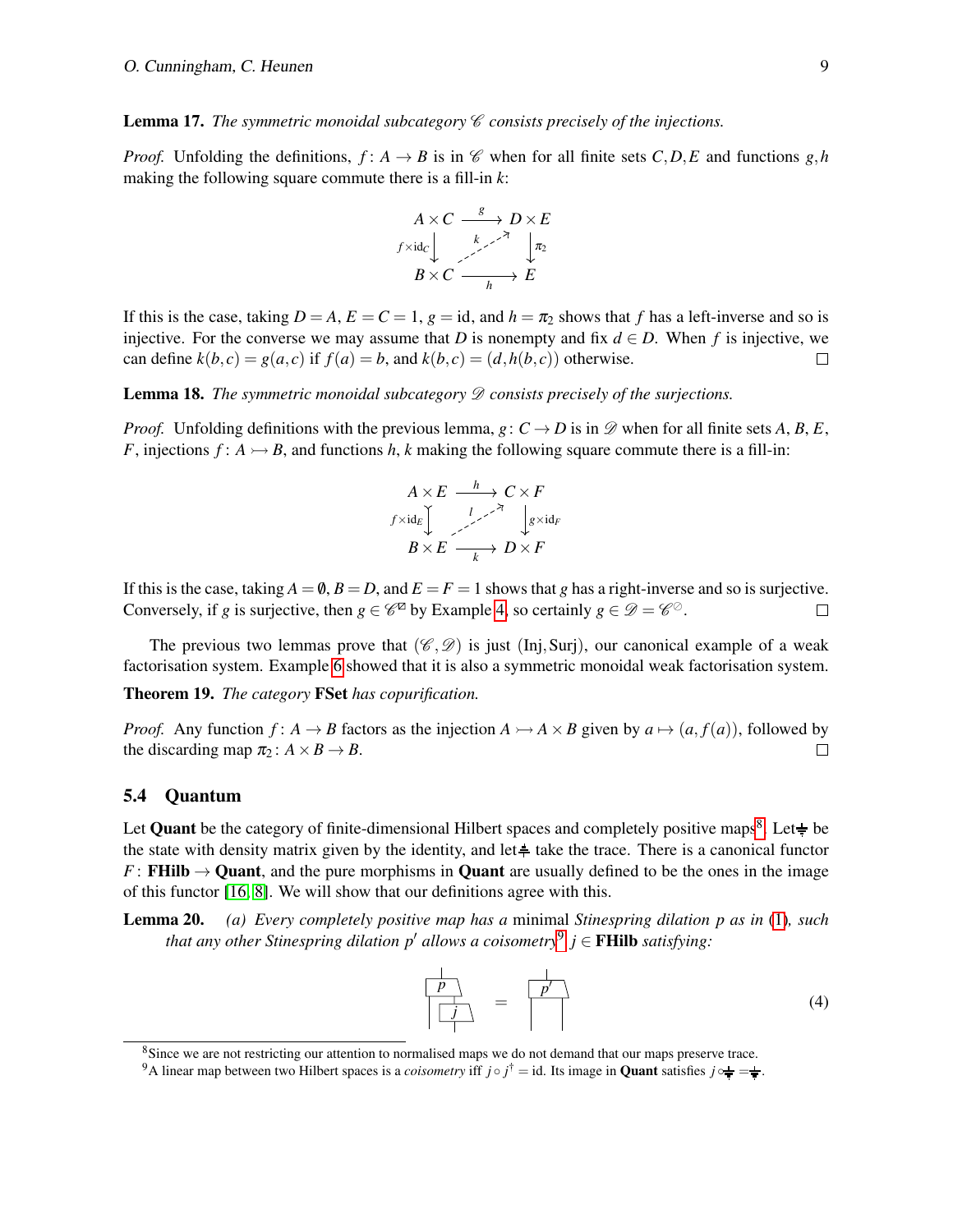**Lemma 17.** *The symmetric monoidal subcategory $\mathscr{C}$ consists precisely of the injections.*

*Proof.* Unfolding the definitions, $f: A \to B$ is in $\mathscr{C}$ when for all finite sets $C, D, E$ and functions $g, h$ making the following square commute there is a fill-in $k$:

$$\begin{array}{ccc} A \times C & \xrightarrow{g} & D \times E \\ {\scriptstyle f \times \mathrm{id}_C} \downarrow & \overset{k}{\nearrow} & \downarrow {\scriptstyle \pi_2} \\ B \times C & \xrightarrow[h]{} & E \end{array}$$

If this is the case, taking $D = A$, $E = C = 1$, $g = \mathrm{id}$, and $h = \pi_2$ shows that $f$ has a left-inverse and so is injective. For the converse we may assume that $D$ is nonempty and fix $d \in D$. When $f$ is injective, we can define $k(b,c) = g(a,c)$ if $f(a) = b$, and $k(b,c) = (d, h(b,c))$ otherwise. $\square$

**Lemma 18.** *The symmetric monoidal subcategory $\mathscr{D}$ consists precisely of the surjections.*

*Proof.* Unfolding definitions with the previous lemma, $g: C \to D$ is in $\mathscr{D}$ when for all finite sets $A$, $B$, $E$, $F$, injections $f: A \rightarrowtail B$, and functions $h$, $k$ making the following square commute there is a fill-in:

$$\begin{array}{ccc} A \times E & \xrightarrow{h} & C \times F \\ {\scriptstyle f \times \mathrm{id}_E} \downarrow & \overset{l}{\nearrow} & \downarrow {\scriptstyle g \times \mathrm{id}_F} \\ B \times E & \xrightarrow[k]{} & D \times F \end{array}$$

If this is the case, taking $A = \emptyset$, $B = D$, and $E = F = 1$ shows that $g$ has a right-inverse and so is surjective. Conversely, if $g$ is surjective, then $g \in \mathscr{C}^{\boxslash}$ by Example 4, so certainly $g \in \mathscr{D} = \mathscr{C}^{\oslash}$. $\square$

The previous two lemmas prove that $(\mathscr{C}, \mathscr{D})$ is just $(\mathrm{Inj}, \mathrm{Surj})$, our canonical example of a weak factorisation system. Example 6 showed that it is also a symmetric monoidal weak factorisation system.

**Theorem 19.** *The category* **FSet** *has copurification.*

*Proof.* Any function $f: A \to B$ factors as the injection $A \rightarrowtail A \times B$ given by $a \mapsto (a, f(a))$, followed by the discarding map $\pi_2: A \times B \to B$. $\square$

### 5.4 Quantum

Let **Quant** be the category of finite-dimensional Hilbert spaces and completely positive maps[8]. Let $\bar{\top}$ be the state with density matrix given by the identity, and let $\bar{\bot}$ take the trace. There is a canonical functor $F$: **FHilb** $\to$ **Quant**, and the pure morphisms in **Quant** are usually defined to be the ones in the image of this functor [16, 8]. We will show that our definitions agree with this.

**Lemma 20.** *(a) Every completely positive map has a* minimal *Stinespring dilation $p$ as in (1), such that any other Stinespring dilation $p'$ allows a coisometry[9] $j \in$* **FHilb** *satisfying:*

$$p \text{ followed by } j \text{ on its right output} \quad = \quad p' \tag{4}$$

---

[8] Since we are not restricting our attention to normalised maps we do not demand that our maps preserve trace.

[9] A linear map between two Hilbert spaces is a *coisometry* iff $j \circ j^\dagger = \mathrm{id}$. Its image in **Quant** satisfies $j \circ \bar{\top} = \bar{\top}$.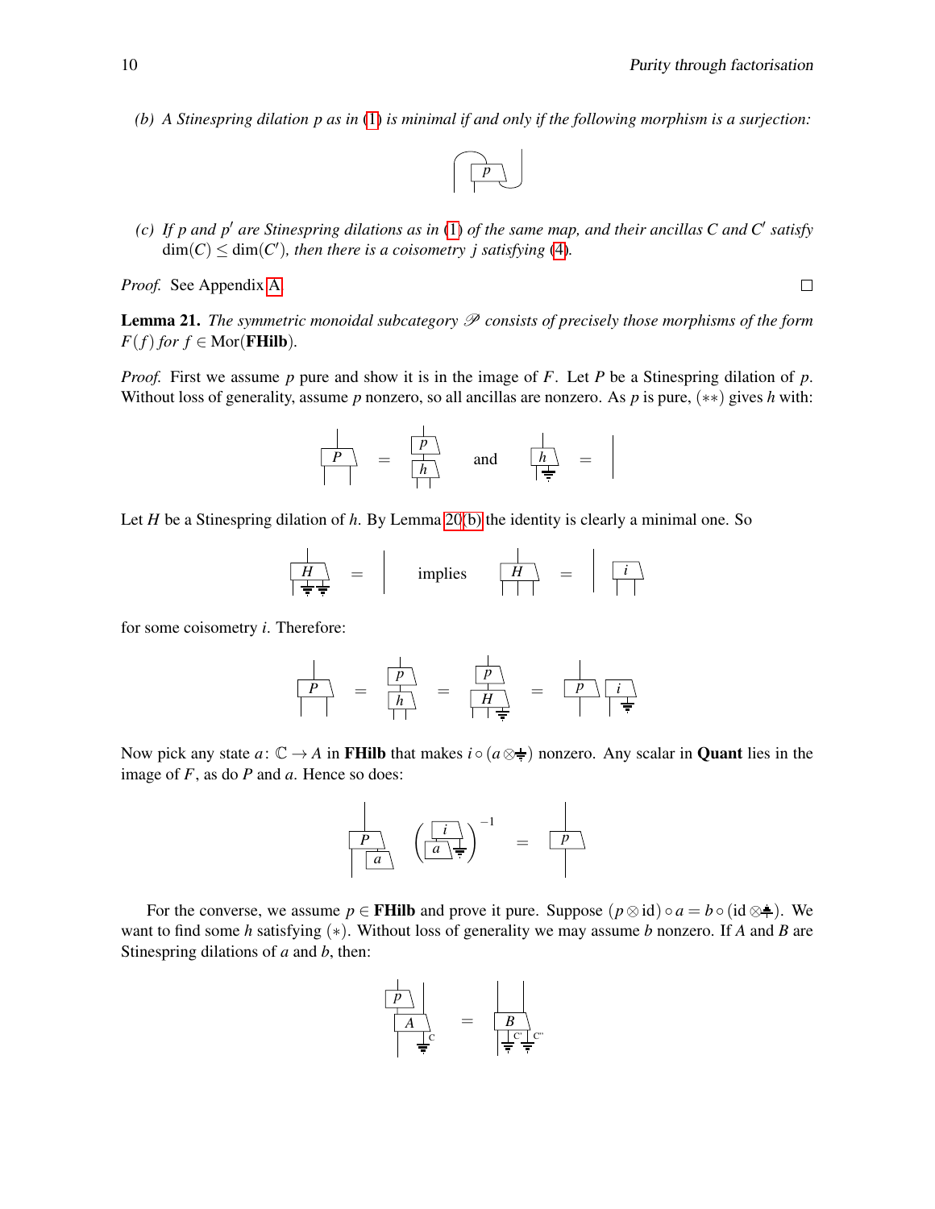*(b) A Stinespring dilation $p$ as in (1) is minimal if and only if the following morphism is a surjection:*

*(c) If $p$ and $p'$ are Stinespring dilations as in (1) of the same map, and their ancillas $C$ and $C'$ satisfy $\dim(C) \leq \dim(C')$, then there is a coisometry $j$ satisfying (4).*

*Proof.* See Appendix A. □

**Lemma 21.** *The symmetric monoidal subcategory $\mathscr{P}$ consists of precisely those morphisms of the form $F(f)$ for $f \in \mathrm{Mor}(\mathbf{FHilb})$.*

*Proof.* First we assume $p$ pure and show it is in the image of $F$. Let $P$ be a Stinespring dilation of $p$. Without loss of generality, assume $p$ nonzero, so all ancillas are nonzero. As $p$ is pure, $(**)$ gives $h$ with:

and

Let $H$ be a Stinespring dilation of $h$. By Lemma 20(b) the identity is clearly a minimal one. So

implies

for some coisometry $i$. Therefore:

Now pick any state $a \colon \mathbb{C} \to A$ in **FHilb** that makes $i \circ (a \otimes \text{⏚})$ nonzero. Any scalar in **Quant** lies in the image of $F$, as do $P$ and $a$. Hence so does:

For the converse, we assume $p \in \mathbf{FHilb}$ and prove it pure. Suppose $(p \otimes \mathrm{id}) \circ a = b \circ (\mathrm{id} \otimes \text{⏚})$. We want to find some $h$ satisfying $(*)$. Without loss of generality we may assume $b$ nonzero. If $A$ and $B$ are Stinespring dilations of $a$ and $b$, then: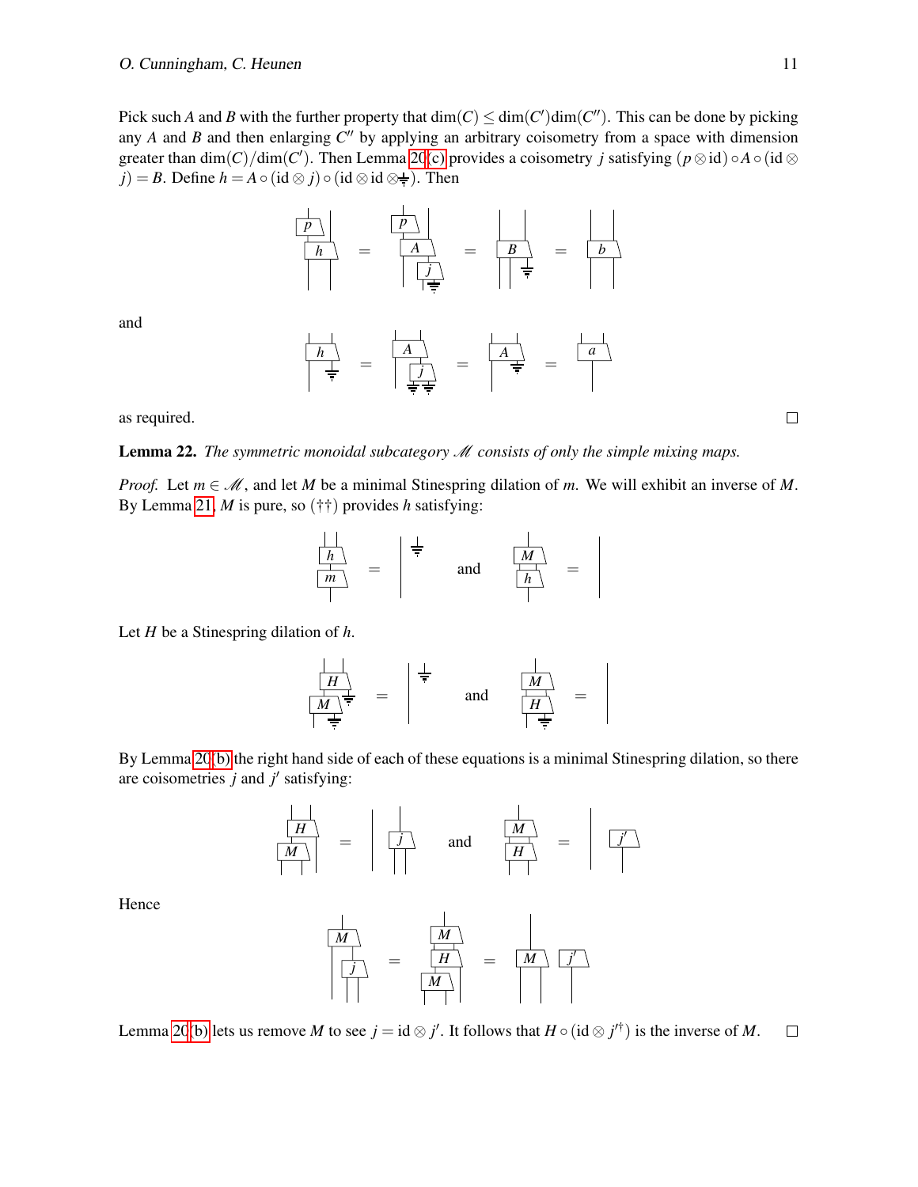Pick such $A$ and $B$ with the further property that $\dim(C) \leq \dim(C')\dim(C'')$. This can be done by picking any $A$ and $B$ and then enlarging $C''$ by applying an arbitrary coisometry from a space with dimension greater than $\dim(C)/\dim(C')$. Then Lemma 20(c) provides a coisometry $j$ satisfying $(p \otimes \mathrm{id}) \circ A \circ (\mathrm{id} \otimes j) = B$. Define $h = A \circ (\mathrm{id} \otimes j) \circ (\mathrm{id} \otimes \mathrm{id} \otimes \bar{\top})$. Then

and

as required. □

**Lemma 22.** *The symmetric monoidal subcategory $\mathscr{M}$ consists of only the simple mixing maps.*

*Proof.* Let $m \in \mathscr{M}$, and let $M$ be a minimal Stinespring dilation of $m$. We will exhibit an inverse of $M$. By Lemma 21, $M$ is pure, so (††) provides $h$ satisfying:

Let $H$ be a Stinespring dilation of $h$.

By Lemma 20(b) the right hand side of each of these equations is a minimal Stinespring dilation, so there are coisometries $j$ and $j'$ satisfying:

Hence

Lemma 20(b) lets us remove $M$ to see $j = \mathrm{id} \otimes j'$. It follows that $H \circ (\mathrm{id} \otimes j'^{\dagger})$ is the inverse of $M$. □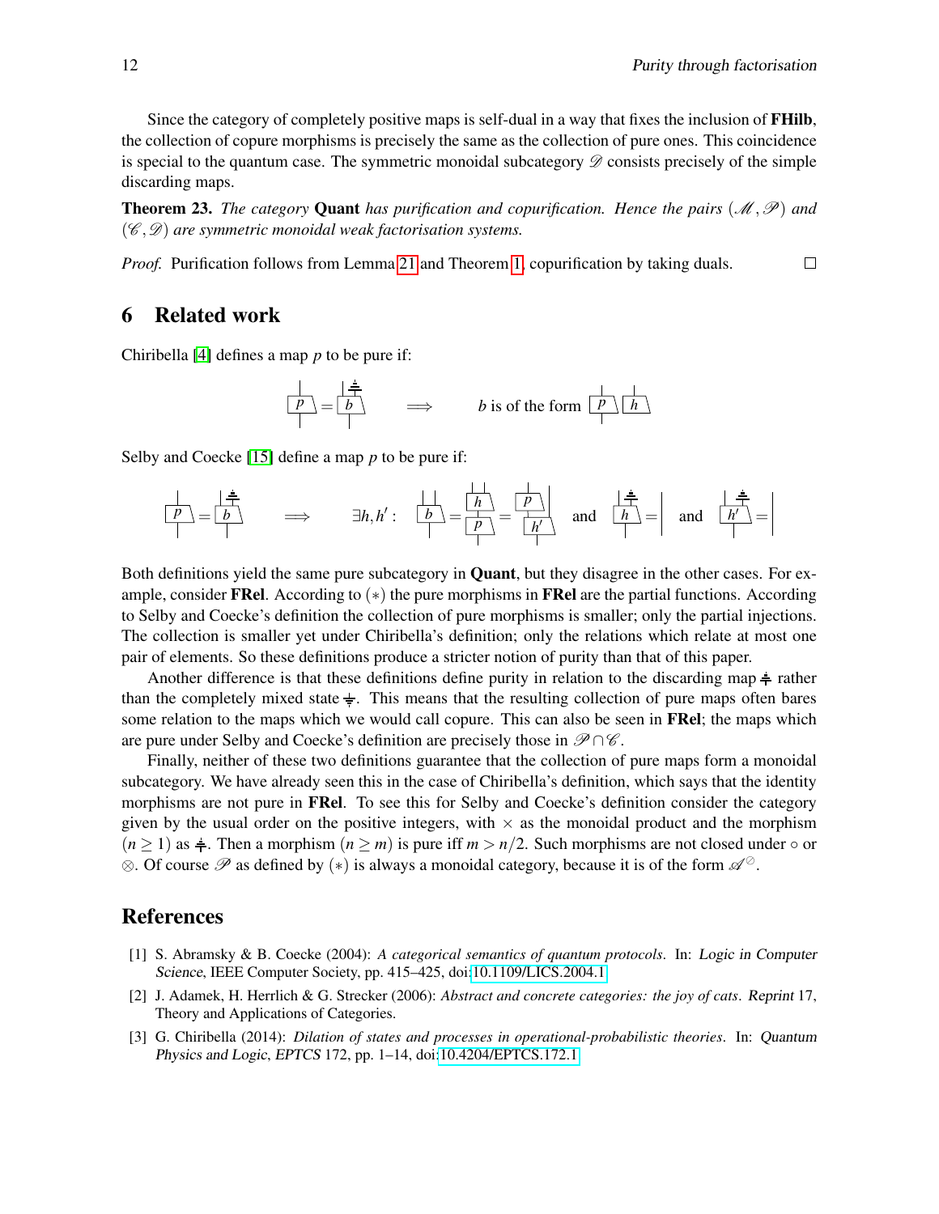Since the category of completely positive maps is self-dual in a way that fixes the inclusion of **FHilb**, the collection of copure morphisms is precisely the same as the collection of pure ones. This coincidence is special to the quantum case. The symmetric monoidal subcategory $\mathscr{D}$ consists precisely of the simple discarding maps.

**Theorem 23.** *The category* **Quant** *has purification and copurification. Hence the pairs* $(\mathscr{M},\mathscr{P})$ *and* $(\mathscr{C},\mathscr{D})$ *are symmetric monoidal weak factorisation systems.*

*Proof.* Purification follows from Lemma 21 and Theorem 1, copurification by taking duals. □

## 6 Related work

Chiribella [4] defines a map $p$ to be pure if:

[diagram: $p = b$ with discarding on one output of $b$ $\implies$ $b$ is of the form $p \otimes h$]

Selby and Coecke [15] define a map $p$ to be pure if:

[diagram: $p = b$ with discarding on one output of $b$ $\implies$ $\exists h, h'$ : $b = (h \text{ after } p) = (p \otimes h')$ and discarding after $h$ = identity and discarding after $h'$ = identity]

Both definitions yield the same pure subcategory in **Quant**, but they disagree in the other cases. For example, consider **FRel**. According to $(*)$ the pure morphisms in **FRel** are the partial functions. According to Selby and Coecke's definition the collection of pure morphisms is smaller; only the partial injections. The collection is smaller yet under Chiribella's definition; only the relations which relate at most one pair of elements. So these definitions produce a stricter notion of purity than that of this paper.

Another difference is that these definitions define purity in relation to the discarding map rather than the completely mixed state. This means that the resulting collection of pure maps often bares some relation to the maps which we would call copure. This can also be seen in **FRel**; the maps which are pure under Selby and Coecke's definition are precisely those in $\mathscr{P}\cap\mathscr{C}$.

Finally, neither of these two definitions guarantee that the collection of pure maps form a monoidal subcategory. We have already seen this in the case of Chiribella's definition, which says that the identity morphisms are not pure in **FRel**. To see this for Selby and Coecke's definition consider the category given by the usual order on the positive integers, with $\times$ as the monoidal product and the morphism $(n \geq 1)$ as the discarding map. Then a morphism $(n \geq m)$ is pure iff $m > n/2$. Such morphisms are not closed under $\circ$ or $\otimes$. Of course $\mathscr{P}$ as defined by $(*)$ is always a monoidal category, because it is of the form $\mathscr{A}^{\oslash}$.

## References

[1] S. Abramsky & B. Coecke (2004): *A categorical semantics of quantum protocols*. In: *Logic in Computer Science*, IEEE Computer Society, pp. 415–425, doi:10.1109/LICS.2004.1.

[2] J. Adamek, H. Herrlich & G. Strecker (2006): *Abstract and concrete categories: the joy of cats*. Reprint 17, Theory and Applications of Categories.

[3] G. Chiribella (2014): *Dilation of states and processes in operational-probabilistic theories*. In: *Quantum Physics and Logic*, *EPTCS* 172, pp. 1–14, doi:10.4204/EPTCS.172.1.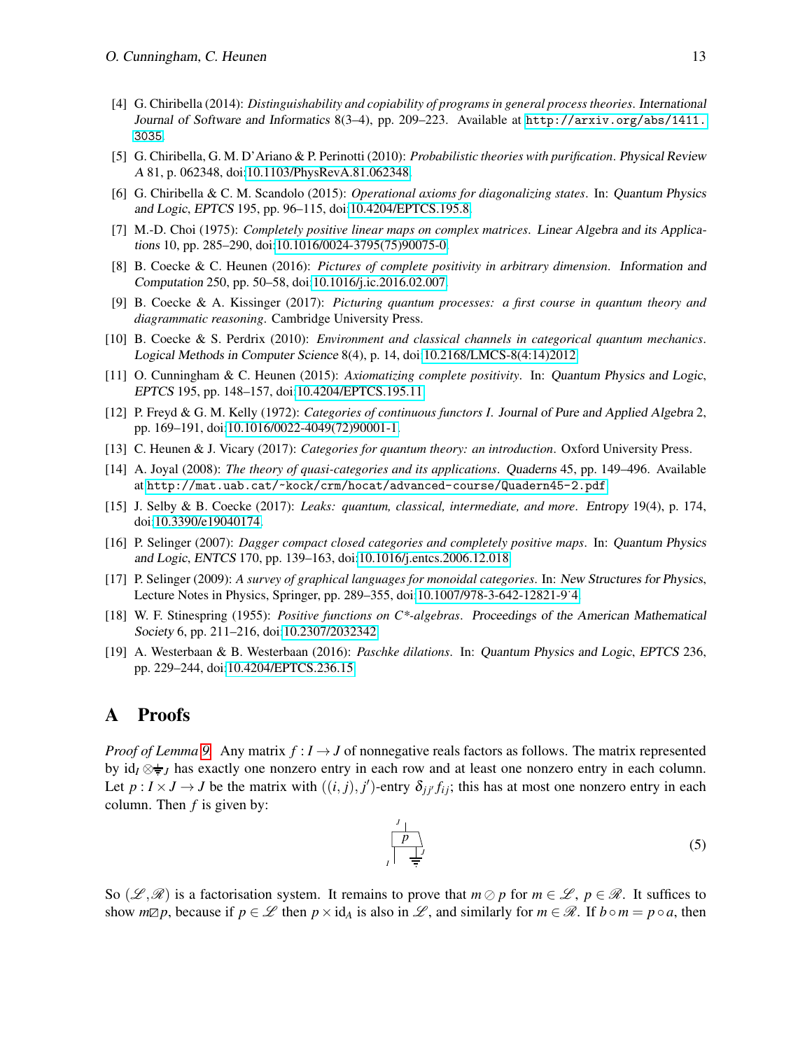[4] G. Chiribella (2014): *Distinguishability and copiability of programs in general process theories*. International Journal of Software and Informatics 8(3–4), pp. 209–223. Available at http://arxiv.org/abs/1411.3035.

[5] G. Chiribella, G. M. D'Ariano & P. Perinotti (2010): *Probabilistic theories with purification*. Physical Review A 81, p. 062348, doi:10.1103/PhysRevA.81.062348.

[6] G. Chiribella & C. M. Scandolo (2015): *Operational axioms for diagonalizing states*. In: Quantum Physics and Logic, EPTCS 195, pp. 96–115, doi:10.4204/EPTCS.195.8.

[7] M.-D. Choi (1975): *Completely positive linear maps on complex matrices*. Linear Algebra and its Applications 10, pp. 285–290, doi:10.1016/0024-3795(75)90075-0.

[8] B. Coecke & C. Heunen (2016): *Pictures of complete positivity in arbitrary dimension*. Information and Computation 250, pp. 50–58, doi:10.1016/j.ic.2016.02.007.

[9] B. Coecke & A. Kissinger (2017): *Picturing quantum processes: a first course in quantum theory and diagrammatic reasoning*. Cambridge University Press.

[10] B. Coecke & S. Perdrix (2010): *Environment and classical channels in categorical quantum mechanics*. Logical Methods in Computer Science 8(4), p. 14, doi:10.2168/LMCS-8(4:14)2012.

[11] O. Cunningham & C. Heunen (2015): *Axiomatizing complete positivity*. In: Quantum Physics and Logic, EPTCS 195, pp. 148–157, doi:10.4204/EPTCS.195.11.

[12] P. Freyd & G. M. Kelly (1972): *Categories of continuous functors I*. Journal of Pure and Applied Algebra 2, pp. 169–191, doi:10.1016/0022-4049(72)90001-1.

[13] C. Heunen & J. Vicary (2017): *Categories for quantum theory: an introduction*. Oxford University Press.

[14] A. Joyal (2008): *The theory of quasi-categories and its applications*. Quaderns 45, pp. 149–496. Available at http://mat.uab.cat/~kock/crm/hocat/advanced-course/Quadern45-2.pdf.

[15] J. Selby & B. Coecke (2017): *Leaks: quantum, classical, intermediate, and more*. Entropy 19(4), p. 174, doi:10.3390/e19040174.

[16] P. Selinger (2007): *Dagger compact closed categories and completely positive maps*. In: Quantum Physics and Logic, ENTCS 170, pp. 139–163, doi:10.1016/j.entcs.2006.12.018.

[17] P. Selinger (2009): *A survey of graphical languages for monoidal categories*. In: New Structures for Physics, Lecture Notes in Physics, Springer, pp. 289–355, doi:10.1007/978-3-642-12821-9_4.

[18] W. F. Stinespring (1955): *Positive functions on C\*-algebras*. Proceedings of the American Mathematical Society 6, pp. 211–216, doi:10.2307/2032342.

[19] A. Westerbaan & B. Westerbaan (2016): *Paschke dilations*. In: Quantum Physics and Logic, EPTCS 236, pp. 229–244, doi:10.4204/EPTCS.236.15.

# A Proofs

*Proof of Lemma 9.* Any matrix $f : I \to J$ of nonnegative reals factors as follows. The matrix represented by $\mathrm{id}_I \otimes \,\bar{\top}_J$ has exactly one nonzero entry in each row and at least one nonzero entry in each column. Let $p : I \times J \to J$ be the matrix with $((i,j), j')$-entry $\delta_{jj'} f_{ij}$; this has at most one nonzero entry in each column. Then $f$ is given by:

$$\text{[diagram: box } p \text{ with output } J\text{, inputs } I \text{ and } J\text{, the } J \text{ input ending in a ground symbol]} \tag{5}$$

So $(\mathscr{L}, \mathscr{R})$ is a factorisation system. It remains to prove that $m \oslash p$ for $m \in \mathscr{L}$, $p \in \mathscr{R}$. It suffices to show $m \boxslash p$, because if $p \in \mathscr{L}$ then $p \times \mathrm{id}_A$ is also in $\mathscr{L}$, and similarly for $m \in \mathscr{R}$. If $b \circ m = p \circ a$, then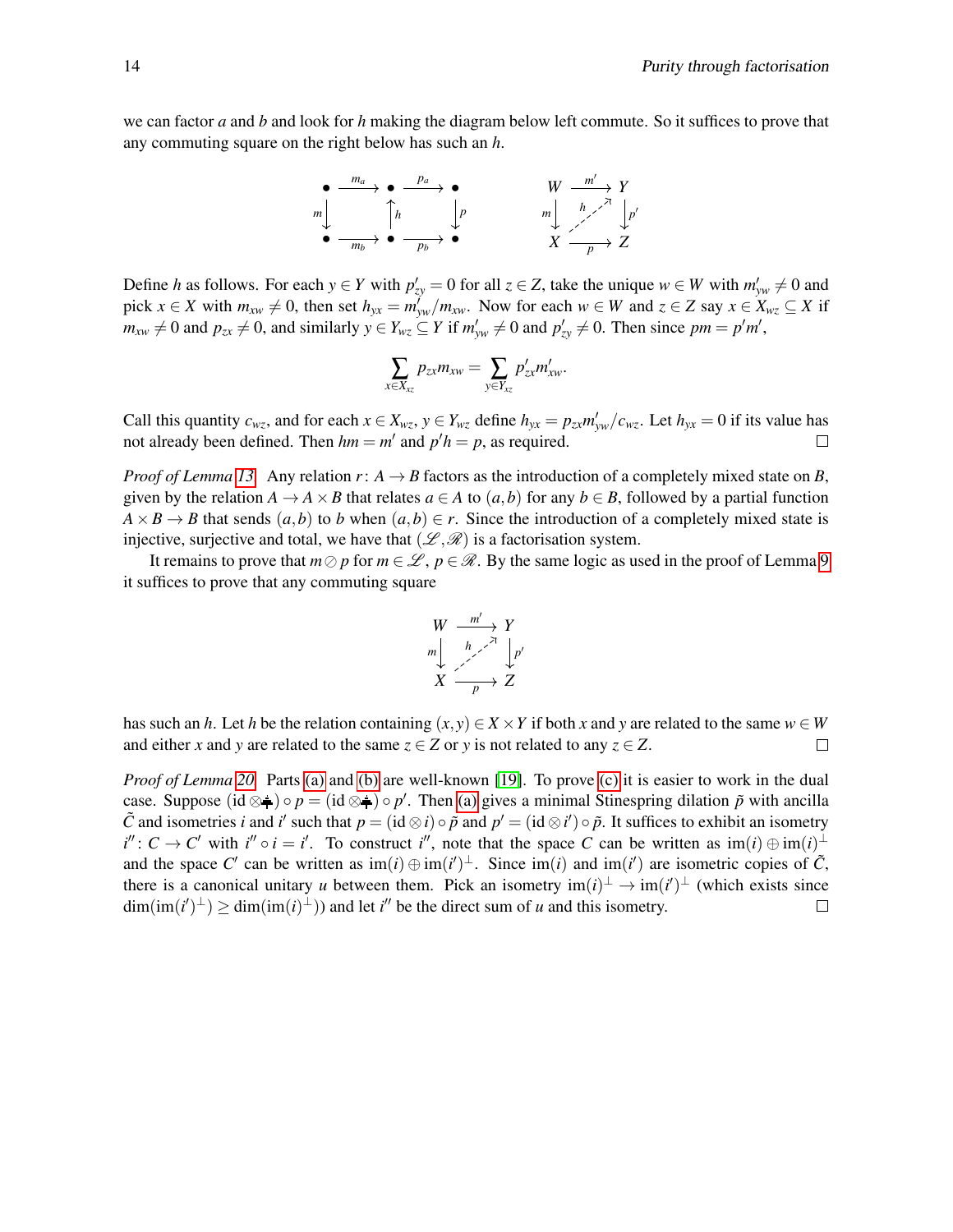we can factor $a$ and $b$ and look for $h$ making the diagram below left commute. So it suffices to prove that any commuting square on the right below has such an $h$.

$$\begin{array}{ccccc} \bullet & \xrightarrow{m_a} & \bullet & \xrightarrow{p_a} & \bullet \\ {\scriptstyle m}\downarrow & & \uparrow{\scriptstyle h} & & \downarrow{\scriptstyle p} \\ \bullet & \xrightarrow[m_b]{} & \bullet & \xrightarrow[p_b]{} & \bullet \end{array} \qquad\qquad \begin{array}{ccc} W & \xrightarrow{m'} & Y \\ {\scriptstyle m}\downarrow & \overset{h}{\nearrow} & \downarrow{\scriptstyle p'} \\ X & \xrightarrow[p]{} & Z \end{array}$$

Define $h$ as follows. For each $y \in Y$ with $p'_{zy} = 0$ for all $z \in Z$, take the unique $w \in W$ with $m'_{yw} \neq 0$ and pick $x \in X$ with $m_{xw} \neq 0$, then set $h_{yx} = m'_{yw}/m_{xw}$. Now for each $w \in W$ and $z \in Z$ say $x \in X_{wz} \subseteq X$ if $m_{xw} \neq 0$ and $p_{zx} \neq 0$, and similarly $y \in Y_{wz} \subseteq Y$ if $m'_{yw} \neq 0$ and $p'_{zy} \neq 0$. Then since $pm = p'm'$,

$$\sum_{x \in X_{xz}} p_{zx} m_{xw} = \sum_{y \in Y_{xz}} p'_{zx} m'_{xw}.$$

Call this quantity $c_{wz}$, and for each $x \in X_{wz}$, $y \in Y_{wz}$ define $h_{yx} = p_{zx} m'_{yw}/c_{wz}$. Let $h_{yx} = 0$ if its value has not already been defined. Then $hm = m'$ and $p'h = p$, as required. $\square$

*Proof of Lemma 13.* Any relation $r \colon A \to B$ factors as the introduction of a completely mixed state on $B$, given by the relation $A \to A \times B$ that relates $a \in A$ to $(a,b)$ for any $b \in B$, followed by a partial function $A \times B \to B$ that sends $(a,b)$ to $b$ when $(a,b) \in r$. Since the introduction of a completely mixed state is injective, surjective and total, we have that $(\mathscr{L}, \mathscr{R})$ is a factorisation system.

It remains to prove that $m \oslash p$ for $m \in \mathscr{L}$, $p \in \mathscr{R}$. By the same logic as used in the proof of Lemma 9 it suffices to prove that any commuting square

$$\begin{array}{ccc} W & \xrightarrow{m'} & Y \\ {\scriptstyle m}\downarrow & \overset{h}{\nearrow} & \downarrow{\scriptstyle p'} \\ X & \xrightarrow[p]{} & Z \end{array}$$

has such an $h$. Let $h$ be the relation containing $(x,y) \in X \times Y$ if both $x$ and $y$ are related to the same $w \in W$ and either $x$ and $y$ are related to the same $z \in Z$ or $y$ is not related to any $z \in Z$. $\square$

*Proof of Lemma 20.* Parts (a) and (b) are well-known [19]. To prove (c) it is easier to work in the dual case. Suppose $(\mathrm{id} \otimes \text{⏚}) \circ p = (\mathrm{id} \otimes \text{⏚}) \circ p'$. Then (a) gives a minimal Stinespring dilation $\tilde{p}$ with ancilla $\tilde{C}$ and isometries $i$ and $i'$ such that $p = (\mathrm{id} \otimes i) \circ \tilde{p}$ and $p' = (\mathrm{id} \otimes i') \circ \tilde{p}$. It suffices to exhibit an isometry $i'' \colon C \to C'$ with $i'' \circ i = i'$. To construct $i''$, note that the space $C$ can be written as $\mathrm{im}(i) \oplus \mathrm{im}(i)^\perp$ and the space $C'$ can be written as $\mathrm{im}(i) \oplus \mathrm{im}(i')^\perp$. Since $\mathrm{im}(i)$ and $\mathrm{im}(i')$ are isometric copies of $\tilde{C}$, there is a canonical unitary $u$ between them. Pick an isometry $\mathrm{im}(i)^\perp \to \mathrm{im}(i')^\perp$ (which exists since $\dim(\mathrm{im}(i')^\perp) \geq \dim(\mathrm{im}(i)^\perp)$) and let $i''$ be the direct sum of $u$ and this isometry. $\square$